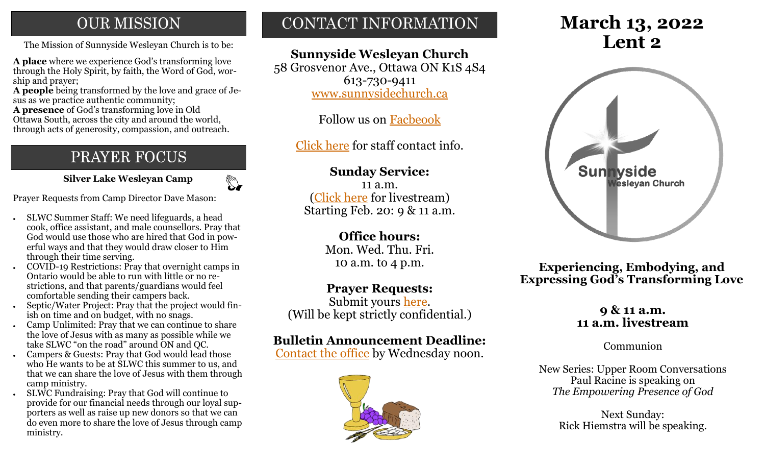# OUR MISSION

The Mission of Sunnyside Wesleyan Church is to be:

**A place** where we experience God's transforming love through the Holy Spirit, by faith, the Word of God, worship and prayer;
**A people** being transformed by the love and grace of Jesus as we practice authentic community;
**A presence** of God's transforming love in Old Ottawa South, across the city and around the world, through acts of generosity, compassion, and outreach.

# PRAYER FOCUS

**Silver Lake Wesleyan Camp**

Prayer Requests from Camp Director Dave Mason:

- SLWC Summer Staff: We need lifeguards, a head cook, office assistant, and male counsellors. Pray that God would use those who are hired that God in powerful ways and that they would draw closer to Him through their time serving.
- COVID-19 Restrictions: Pray that overnight camps in Ontario would be able to run with little or no restrictions, and that parents/guardians would feel comfortable sending their campers back.
- Septic/Water Project: Pray that the project would finish on time and on budget, with no snags.
- Camp Unlimited: Pray that we can continue to share the love of Jesus with as many as possible while we take SLWC "on the road" around ON and QC.
- Campers & Guests: Pray that God would lead those who He wants to be at SLWC this summer to us, and that we can share the love of Jesus with them through camp ministry.
- SLWC Fundraising: Pray that God will continue to provide for our financial needs through our loyal supporters as well as raise up new donors so that we can do even more to share the love of Jesus through camp ministry.

# CONTACT INFORMATION

**Sunnyside Wesleyan Church**
58 Grosvenor Ave., Ottawa ON K1S 4S4
613-730-9411
www.sunnysidechurch.ca

Follow us on Facbeook

Click here for staff contact info.

**Sunday Service:**
11 a.m.
(Click here for livestream)
Starting Feb. 20: 9 & 11 a.m.

**Office hours:**
Mon. Wed. Thu. Fri.
10 a.m. to 4 p.m.

**Prayer Requests:**
Submit yours here.
(Will be kept strictly confidential.)

**Bulletin Announcement Deadline:**
Contact the office by Wednesday noon.

# March 13, 2022
# Lent 2

Sunnyside Wesleyan Church

**Experiencing, Embodying, and Expressing God's Transforming Love**

**9 & 11 a.m.**
**11 a.m. livestream**

Communion

New Series: Upper Room Conversations
Paul Racine is speaking on
*The Empowering Presence of God*

Next Sunday:
Rick Hiemstra will be speaking.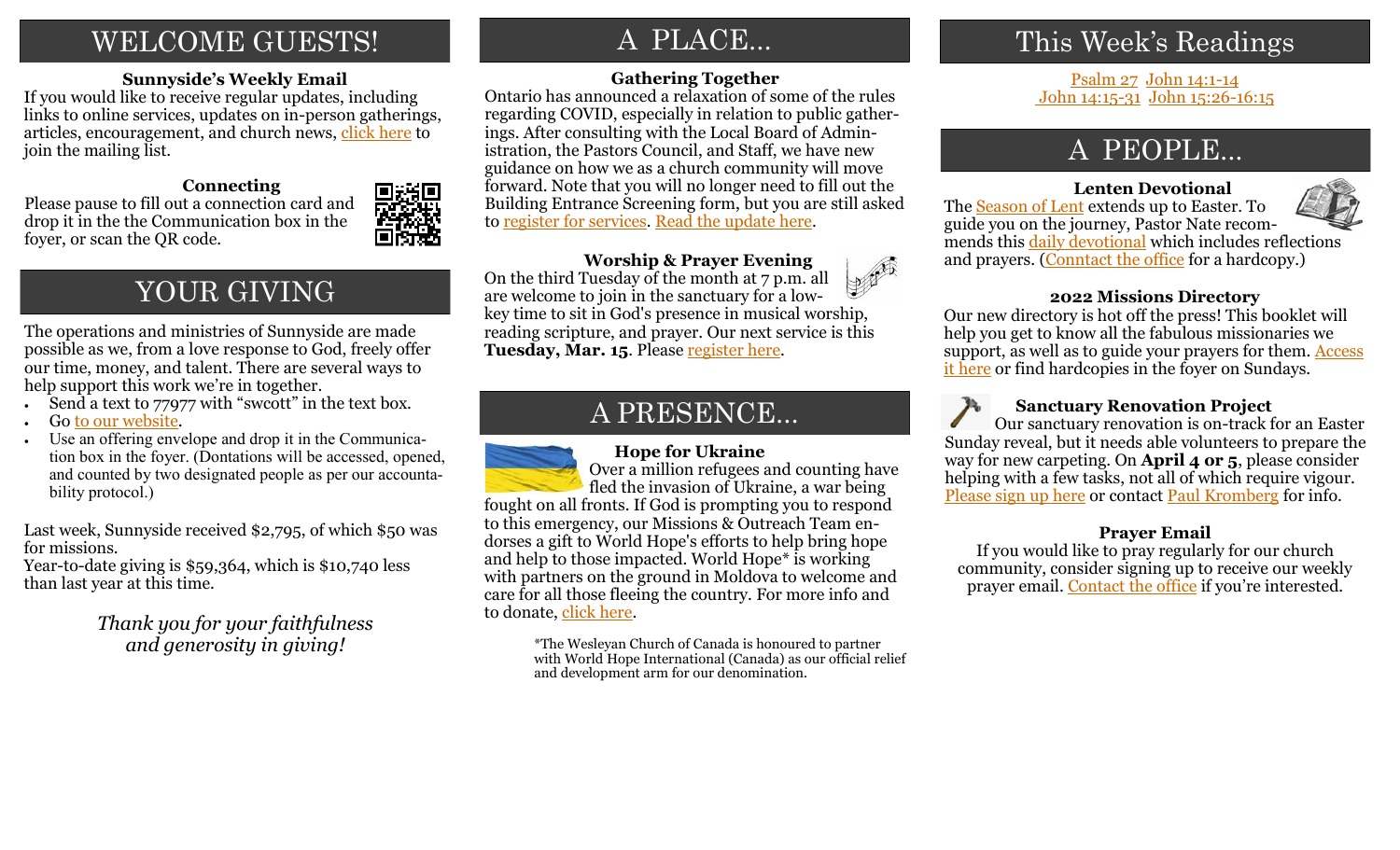# WELCOME GUESTS!

**Sunnyside's Weekly Email**

If you would like to receive regular updates, including links to online services, updates on in-person gatherings, articles, encouragement, and church news, click here to join the mailing list.

**Connecting**

Please pause to fill out a connection card and drop it in the the Communication box in the foyer, or scan the QR code.

# YOUR GIVING

The operations and ministries of Sunnyside are made possible as we, from a love response to God, freely offer our time, money, and talent. There are several ways to help support this work we're in together.

- Send a text to 77977 with "swcott" in the text box.
- Go to our website.
- Use an offering envelope and drop it in the Communication box in the foyer. (Dontations will be accessed, opened, and counted by two designated people as per our accountability protocol.)

Last week, Sunnyside received $2,795, of which $50 was for missions.

Year-to-date giving is $59,364, which is $10,740 less than last year at this time.

*Thank you for your faithfulness and generosity in giving!*

# A PLACE...

**Gathering Together**

Ontario has announced a relaxation of some of the rules regarding COVID, especially in relation to public gatherings. After consulting with the Local Board of Administration, the Pastors Council, and Staff, we have new guidance on how we as a church community will move forward. Note that you will no longer need to fill out the Building Entrance Screening form, but you are still asked to register for services. Read the update here.

**Worship & Prayer Evening**

On the third Tuesday of the month at 7 p.m. all are welcome to join in the sanctuary for a low-key time to sit in God's presence in musical worship, reading scripture, and prayer. Our next service is this **Tuesday, Mar. 15**. Please register here.

# A PRESENCE...

**Hope for Ukraine**

Over a million refugees and counting have fled the invasion of Ukraine, a war being fought on all fronts. If God is prompting you to respond to this emergency, our Missions & Outreach Team endorses a gift to World Hope's efforts to help bring hope and help to those impacted. World Hope* is working with partners on the ground in Moldova to welcome and care for all those fleeing the country. For more info and to donate, click here.

*The Wesleyan Church of Canada is honoured to partner with World Hope International (Canada) as our official relief and development arm for our denomination.

# This Week's Readings

Psalm 27 John 14:1-14
John 14:15-31 John 15:26-16:15

# A PEOPLE...

**Lenten Devotional**

The Season of Lent extends up to Easter. To guide you on the journey, Pastor Nate recommends this daily devotional which includes reflections and prayers. (Conntact the office for a hardcopy.)

**2022 Missions Directory**

Our new directory is hot off the press! This booklet will help you get to know all the fabulous missionaries we support, as well as to guide your prayers for them. Access it here or find hardcopies in the foyer on Sundays.

**Sanctuary Renovation Project**

Our sanctuary renovation is on-track for an Easter Sunday reveal, but it needs able volunteers to prepare the way for new carpeting. On **April 4 or 5**, please consider helping with a few tasks, not all of which require vigour. Please sign up here or contact Paul Kromberg for info.

**Prayer Email**

If you would like to pray regularly for our church community, consider signing up to receive our weekly prayer email. Contact the office if you're interested.